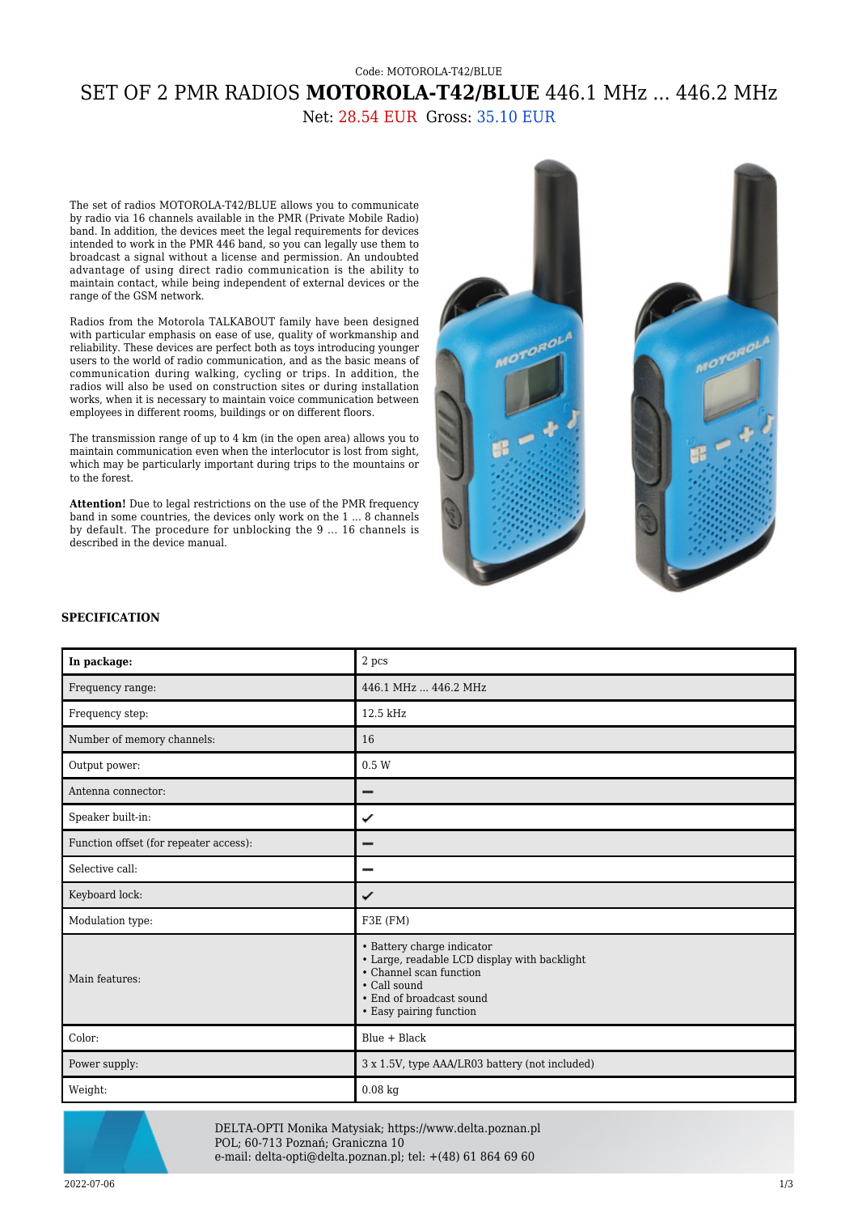Code: MOTOROLA-T42/BLUE

# SET OF 2 PMR RADIOS **MOTOROLA-T42/BLUE** 446.1 MHz ... 446.2 MHz

Net: 28.54 EUR Gross: 35.10 EUR

The set of radios MOTOROLA-T42/BLUE allows you to communicate by radio via 16 channels available in the PMR (Private Mobile Radio) band. In addition, the devices meet the legal requirements for devices intended to work in the PMR 446 band, so you can legally use them to broadcast a signal without a license and permission. An undoubted advantage of using direct radio communication is the ability to maintain contact, while being independent of external devices or the range of the GSM network.

Radios from the Motorola TALKABOUT family have been designed with particular emphasis on ease of use, quality of workmanship and reliability. These devices are perfect both as toys introducing younger users to the world of radio communication, and as the basic means of communication during walking, cycling or trips. In addition, the radios will also be used on construction sites or during installation works, when it is necessary to maintain voice communication between employees in different rooms, buildings or on different floors.

The transmission range of up to 4 km (in the open area) allows you to maintain communication even when the interlocutor is lost from sight, which may be particularly important during trips to the mountains or to the forest.

**Attention!** Due to legal restrictions on the use of the PMR frequency band in some countries, the devices only work on the 1 ... 8 channels by default. The procedure for unblocking the 9 ... 16 channels is described in the device manual.

### SPECIFICATION

| | |
|---|---|
| **In package:** | 2 pcs |
| Frequency range: | 446.1 MHz ... 446.2 MHz |
| Frequency step: | 12.5 kHz |
| Number of memory channels: | 16 |
| Output power: | 0.5 W |
| Antenna connector: | – |
| Speaker built-in: | ✓ |
| Function offset (for repeater access): | – |
| Selective call: | – |
| Keyboard lock: | ✓ |
| Modulation type: | F3E (FM) |
| Main features: | • Battery charge indicator<br>• Large, readable LCD display with backlight<br>• Channel scan function<br>• Call sound<br>• End of broadcast sound<br>• Easy pairing function |
| Color: | Blue + Black |
| Power supply: | 3 x 1.5V, type AAA/LR03 battery (not included) |
| Weight: | 0.08 kg |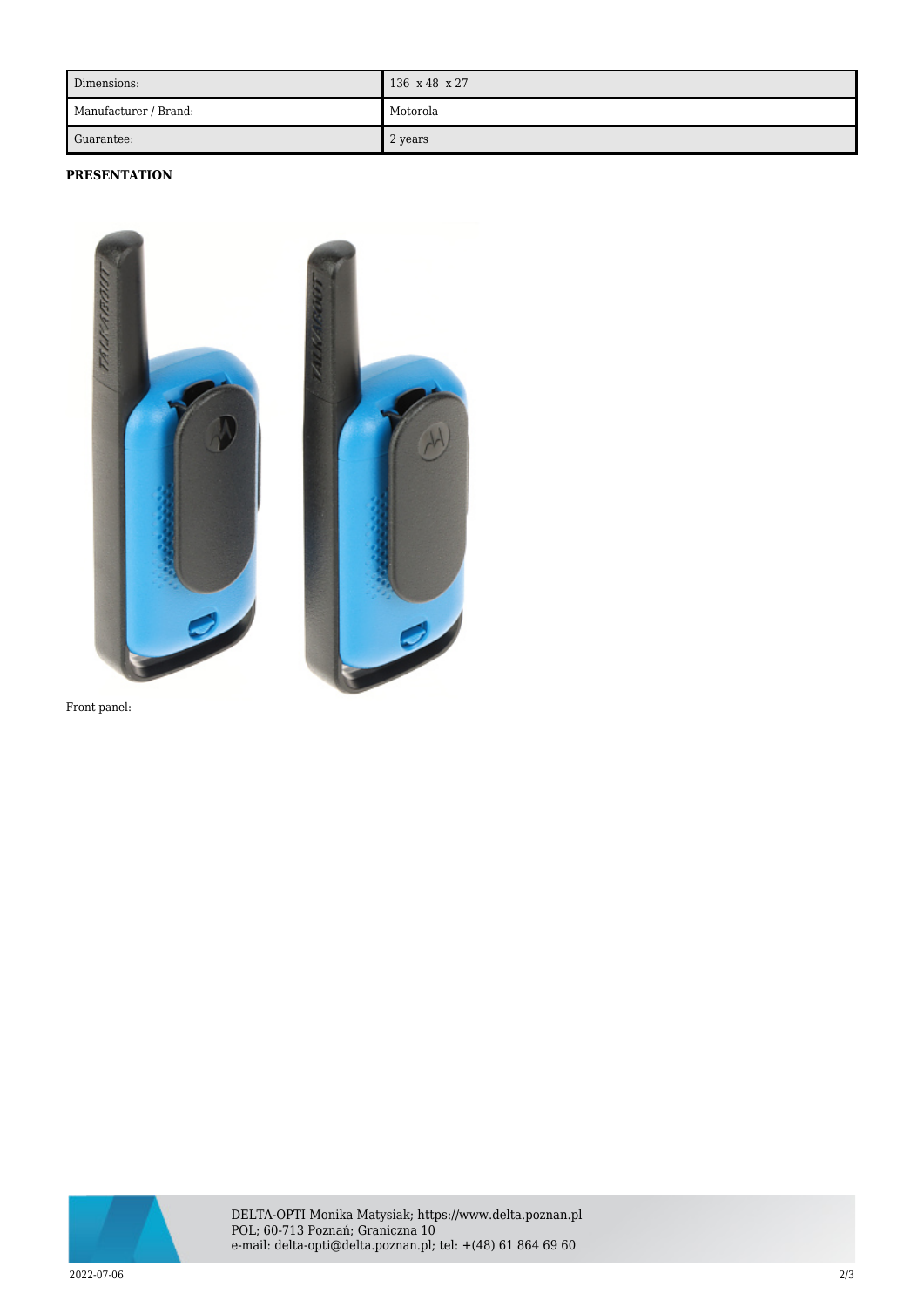| | |
|---|---|
| Dimensions: | 136 x 48 x 27 |
| Manufacturer / Brand: | Motorola |
| Guarantee: | 2 years |

**PRESENTATION**

Front panel: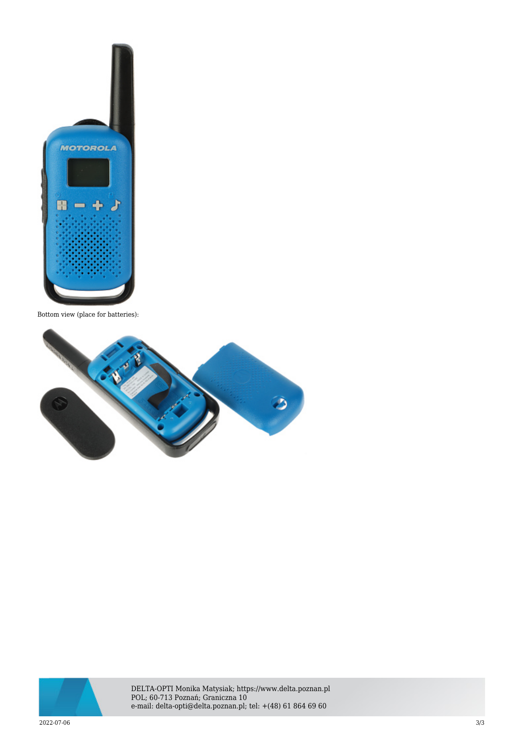Bottom view (place for batteries):